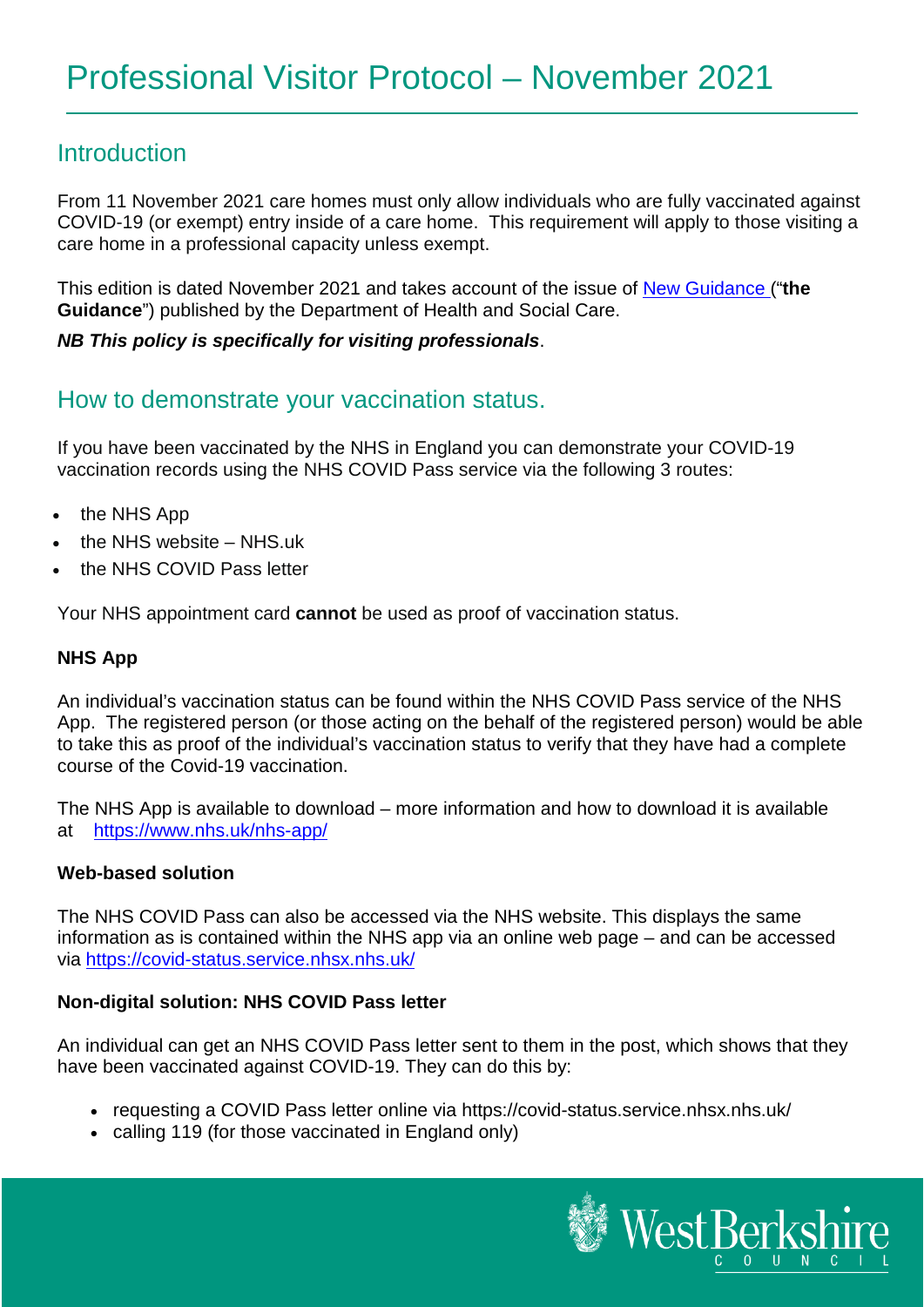# Professional Visitor Protocol – November 2021

## Introduction

From 11 November 2021 care homes must only allow individuals who are fully vaccinated against COVID-19 (or exempt) entry inside of a care home. This requirement will apply to those visiting a care home in a professional capacity unless exempt.

This edition is dated November 2021 and takes account of the issue of [New Guidance](New Guidance) ("**the Guidance**") published by the Department of Health and Social Care.

***NB This policy is specifically for visiting professionals***.

## How to demonstrate your vaccination status.

If you have been vaccinated by the NHS in England you can demonstrate your COVID-19 vaccination records using the NHS COVID Pass service via the following 3 routes:

- the NHS App
- the NHS website – NHS.uk
- the NHS COVID Pass letter

Your NHS appointment card **cannot** be used as proof of vaccination status.

### NHS App

An individual's vaccination status can be found within the NHS COVID Pass service of the NHS App. The registered person (or those acting on the behalf of the registered person) would be able to take this as proof of the individual's vaccination status to verify that they have had a complete course of the Covid-19 vaccination.

The NHS App is available to download – more information and how to download it is available at [https://www.nhs.uk/nhs-app/](https://www.nhs.uk/nhs-app/)

### Web-based solution

The NHS COVID Pass can also be accessed via the NHS website. This displays the same information as is contained within the NHS app via an online web page – and can be accessed via [https://covid-status.service.nhsx.nhs.uk/](https://covid-status.service.nhsx.nhs.uk/)

### Non-digital solution: NHS COVID Pass letter

An individual can get an NHS COVID Pass letter sent to them in the post, which shows that they have been vaccinated against COVID-19. They can do this by:

- requesting a COVID Pass letter online via https://covid-status.service.nhsx.nhs.uk/
- calling 119 (for those vaccinated in England only)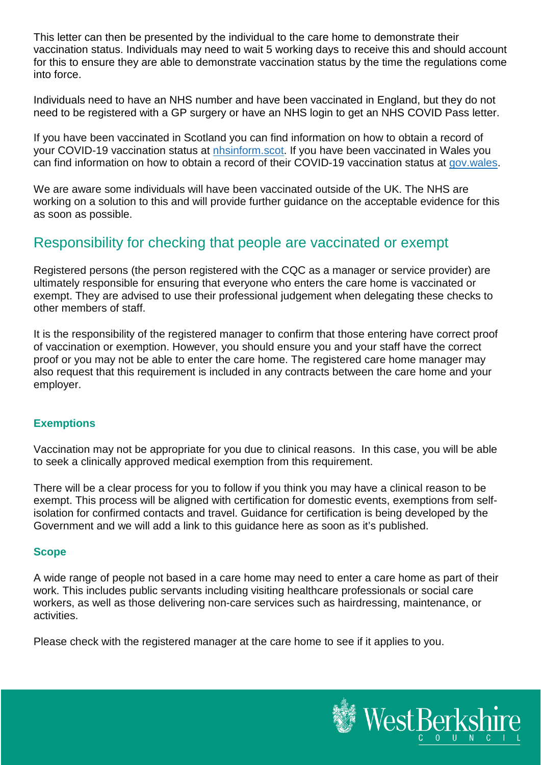This letter can then be presented by the individual to the care home to demonstrate their vaccination status. Individuals may need to wait 5 working days to receive this and should account for this to ensure they are able to demonstrate vaccination status by the time the regulations come into force.

Individuals need to have an NHS number and have been vaccinated in England, but they do not need to be registered with a GP surgery or have an NHS login to get an NHS COVID Pass letter.

If you have been vaccinated in Scotland you can find information on how to obtain a record of your COVID-19 vaccination status at nhsinform.scot. If you have been vaccinated in Wales you can find information on how to obtain a record of their COVID-19 vaccination status at gov.wales.

We are aware some individuals will have been vaccinated outside of the UK. The NHS are working on a solution to this and will provide further guidance on the acceptable evidence for this as soon as possible.

## Responsibility for checking that people are vaccinated or exempt

Registered persons (the person registered with the CQC as a manager or service provider) are ultimately responsible for ensuring that everyone who enters the care home is vaccinated or exempt. They are advised to use their professional judgement when delegating these checks to other members of staff.

It is the responsibility of the registered manager to confirm that those entering have correct proof of vaccination or exemption. However, you should ensure you and your staff have the correct proof or you may not be able to enter the care home. The registered care home manager may also request that this requirement is included in any contracts between the care home and your employer.

### Exemptions

Vaccination may not be appropriate for you due to clinical reasons. In this case, you will be able to seek a clinically approved medical exemption from this requirement.

There will be a clear process for you to follow if you think you may have a clinical reason to be exempt. This process will be aligned with certification for domestic events, exemptions from self-isolation for confirmed contacts and travel. Guidance for certification is being developed by the Government and we will add a link to this guidance here as soon as it's published.

### Scope

A wide range of people not based in a care home may need to enter a care home as part of their work. This includes public servants including visiting healthcare professionals or social care workers, as well as those delivering non-care services such as hairdressing, maintenance, or activities.

Please check with the registered manager at the care home to see if it applies to you.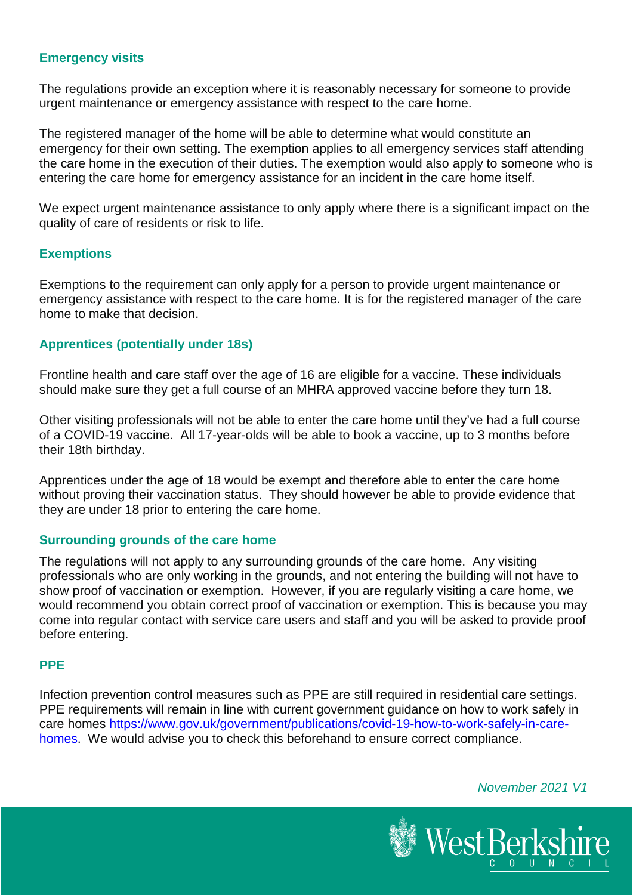### Emergency visits

The regulations provide an exception where it is reasonably necessary for someone to provide urgent maintenance or emergency assistance with respect to the care home.

The registered manager of the home will be able to determine what would constitute an emergency for their own setting. The exemption applies to all emergency services staff attending the care home in the execution of their duties. The exemption would also apply to someone who is entering the care home for emergency assistance for an incident in the care home itself.

We expect urgent maintenance assistance to only apply where there is a significant impact on the quality of care of residents or risk to life.

### Exemptions

Exemptions to the requirement can only apply for a person to provide urgent maintenance or emergency assistance with respect to the care home. It is for the registered manager of the care home to make that decision.

### Apprentices (potentially under 18s)

Frontline health and care staff over the age of 16 are eligible for a vaccine. These individuals should make sure they get a full course of an MHRA approved vaccine before they turn 18.

Other visiting professionals will not be able to enter the care home until they've had a full course of a COVID-19 vaccine. All 17-year-olds will be able to book a vaccine, up to 3 months before their 18th birthday.

Apprentices under the age of 18 would be exempt and therefore able to enter the care home without proving their vaccination status. They should however be able to provide evidence that they are under 18 prior to entering the care home.

### Surrounding grounds of the care home

The regulations will not apply to any surrounding grounds of the care home. Any visiting professionals who are only working in the grounds, and not entering the building will not have to show proof of vaccination or exemption. However, if you are regularly visiting a care home, we would recommend you obtain correct proof of vaccination or exemption. This is because you may come into regular contact with service care users and staff and you will be asked to provide proof before entering.

### PPE

Infection prevention control measures such as PPE are still required in residential care settings. PPE requirements will remain in line with current government guidance on how to work safely in care homes [https://www.gov.uk/government/publications/covid-19-how-to-work-safely-in-care-homes](https://www.gov.uk/government/publications/covid-19-how-to-work-safely-in-care-homes). We would advise you to check this beforehand to ensure correct compliance.

*November 2021 V1*

West Berkshire Council